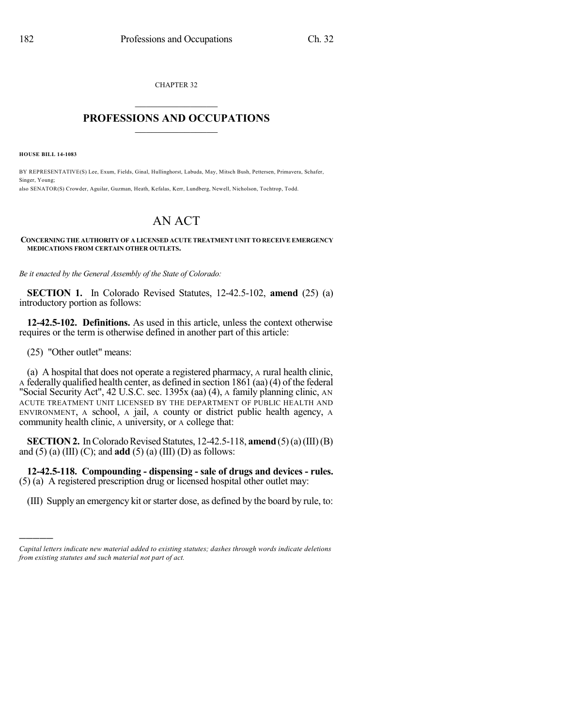CHAPTER 32

# PROFESSIONS AND OCCUPATIONS

**HOUSE BILL 14-1083**

BY REPRESENTATIVE(S) Lee, Exum, Fields, Ginal, Hullinghorst, Labuda, May, Mitsch Bush, Pettersen, Primavera, Schafer, Singer, Young;
also SENATOR(S) Crowder, Aguilar, Guzman, Heath, Kefalas, Kerr, Lundberg, Newell, Nicholson, Tochtrop, Todd.

# AN ACT

**CONCERNING THE AUTHORITY OF A LICENSED ACUTE TREATMENT UNIT TO RECEIVE EMERGENCY MEDICATIONS FROM CERTAIN OTHER OUTLETS.**

*Be it enacted by the General Assembly of the State of Colorado:*

**SECTION 1.** In Colorado Revised Statutes, 12-42.5-102, **amend** (25) (a) introductory portion as follows:

**12-42.5-102. Definitions.** As used in this article, unless the context otherwise requires or the term is otherwise defined in another part of this article:

(25) "Other outlet" means:

(a) A hospital that does not operate a registered pharmacy, A rural health clinic, A federally qualified health center, as defined in section 1861 (aa) (4) of the federal "Social Security Act", 42 U.S.C. sec. 1395x (aa) (4), A family planning clinic, AN ACUTE TREATMENT UNIT LICENSED BY THE DEPARTMENT OF PUBLIC HEALTH AND ENVIRONMENT, A school, A jail, A county or district public health agency, A community health clinic, A university, or A college that:

**SECTION 2.** In Colorado Revised Statutes, 12-42.5-118, **amend** (5) (a) (III) (B) and (5) (a) (III) (C); and **add** (5) (a) (III) (D) as follows:

**12-42.5-118. Compounding - dispensing - sale of drugs and devices - rules.** (5) (a) A registered prescription drug or licensed hospital other outlet may:

(III) Supply an emergency kit or starter dose, as defined by the board by rule, to:

---

*Capital letters indicate new material added to existing statutes; dashes through words indicate deletions from existing statutes and such material not part of act.*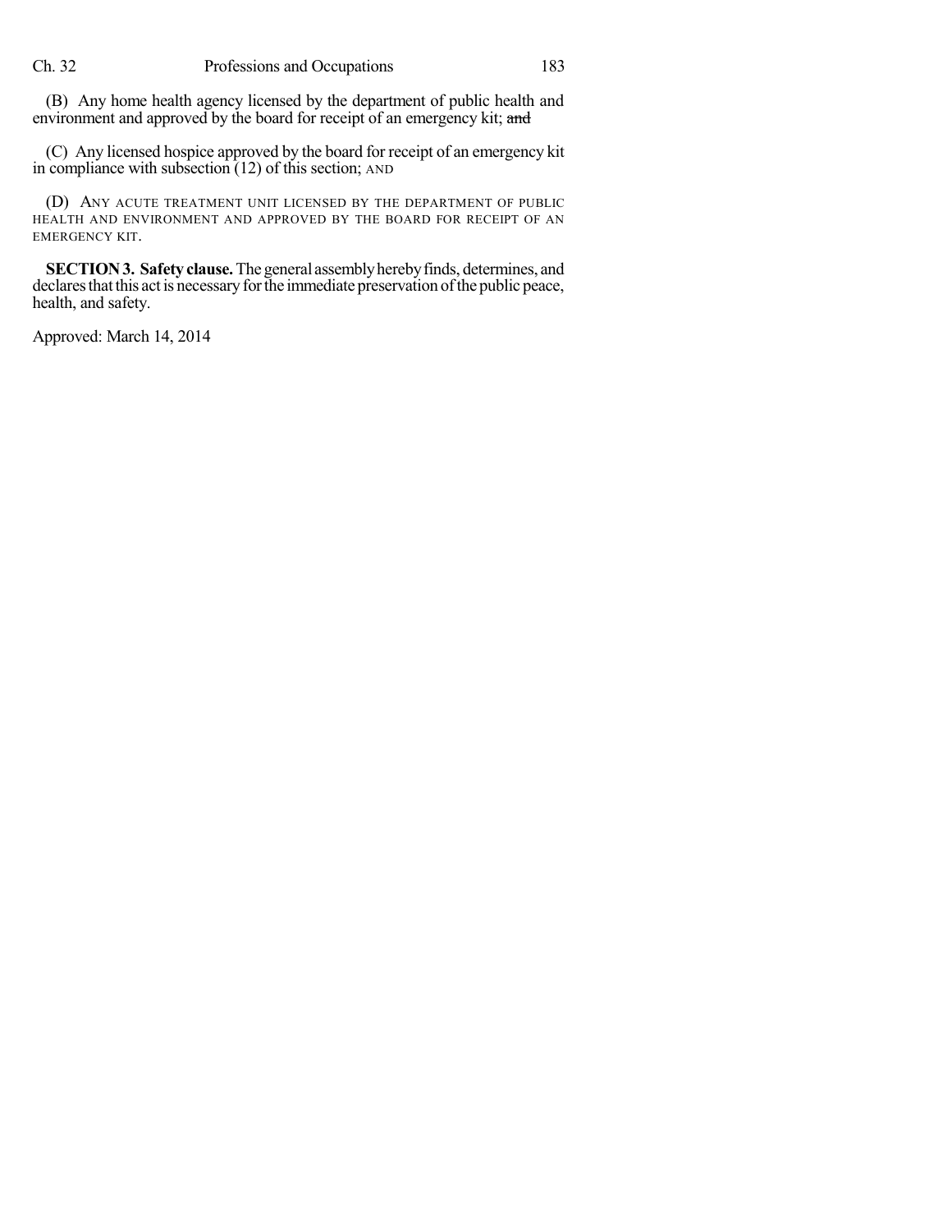(B) Any home health agency licensed by the department of public health and environment and approved by the board for receipt of an emergency kit; ~~and~~

(C) Any licensed hospice approved by the board for receipt of an emergency kit in compliance with subsection (12) of this section; AND

(D) ANY ACUTE TREATMENT UNIT LICENSED BY THE DEPARTMENT OF PUBLIC HEALTH AND ENVIRONMENT AND APPROVED BY THE BOARD FOR RECEIPT OF AN EMERGENCY KIT.

**SECTION 3. Safety clause.** The general assembly hereby finds, determines, and declares that this act is necessary for the immediate preservation of the public peace, health, and safety.

Approved: March 14, 2014